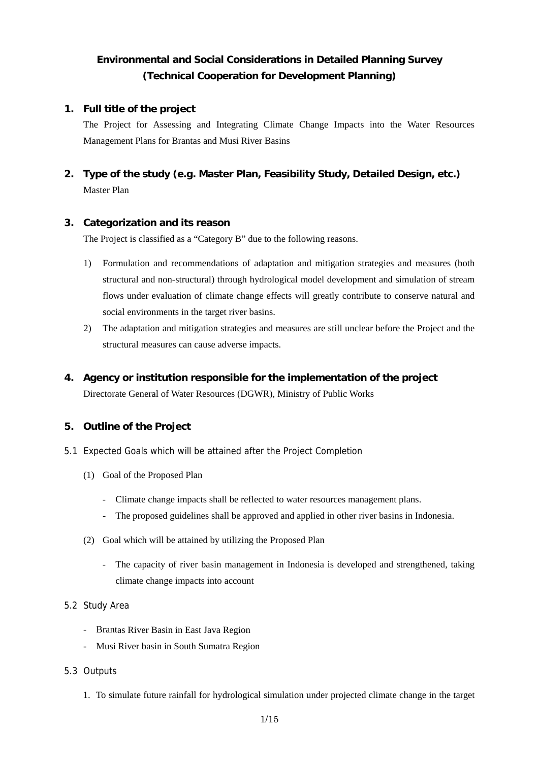# Environmental and Social Considerations in Detailed Planning Survey (Technical Cooperation for Development Planning)

## 1. Full title of the project

The Project for Assessing and Integrating Climate Change Impacts into the Water Resources Management Plans for Brantas and Musi River Basins

## 2. Type of the study (e.g. Master Plan, Feasibility Study, Detailed Design, etc.)

Master Plan

## 3. Categorization and its reason

The Project is classified as a "Category B" due to the following reasons.

1) Formulation and recommendations of adaptation and mitigation strategies and measures (both structural and non-structural) through hydrological model development and simulation of stream flows under evaluation of climate change effects will greatly contribute to conserve natural and social environments in the target river basins.
2) The adaptation and mitigation strategies and measures are still unclear before the Project and the structural measures can cause adverse impacts.

## 4. Agency or institution responsible for the implementation of the project

Directorate General of Water Resources (DGWR), Ministry of Public Works

## 5. Outline of the Project

### 5.1 Expected Goals which will be attained after the Project Completion

(1) Goal of the Proposed Plan

- Climate change impacts shall be reflected to water resources management plans.
- The proposed guidelines shall be approved and applied in other river basins in Indonesia.

(2) Goal which will be attained by utilizing the Proposed Plan

- The capacity of river basin management in Indonesia is developed and strengthened, taking climate change impacts into account

### 5.2 Study Area

- Brantas River Basin in East Java Region
- Musi River basin in South Sumatra Region

### 5.3 Outputs

1. To simulate future rainfall for hydrological simulation under projected climate change in the target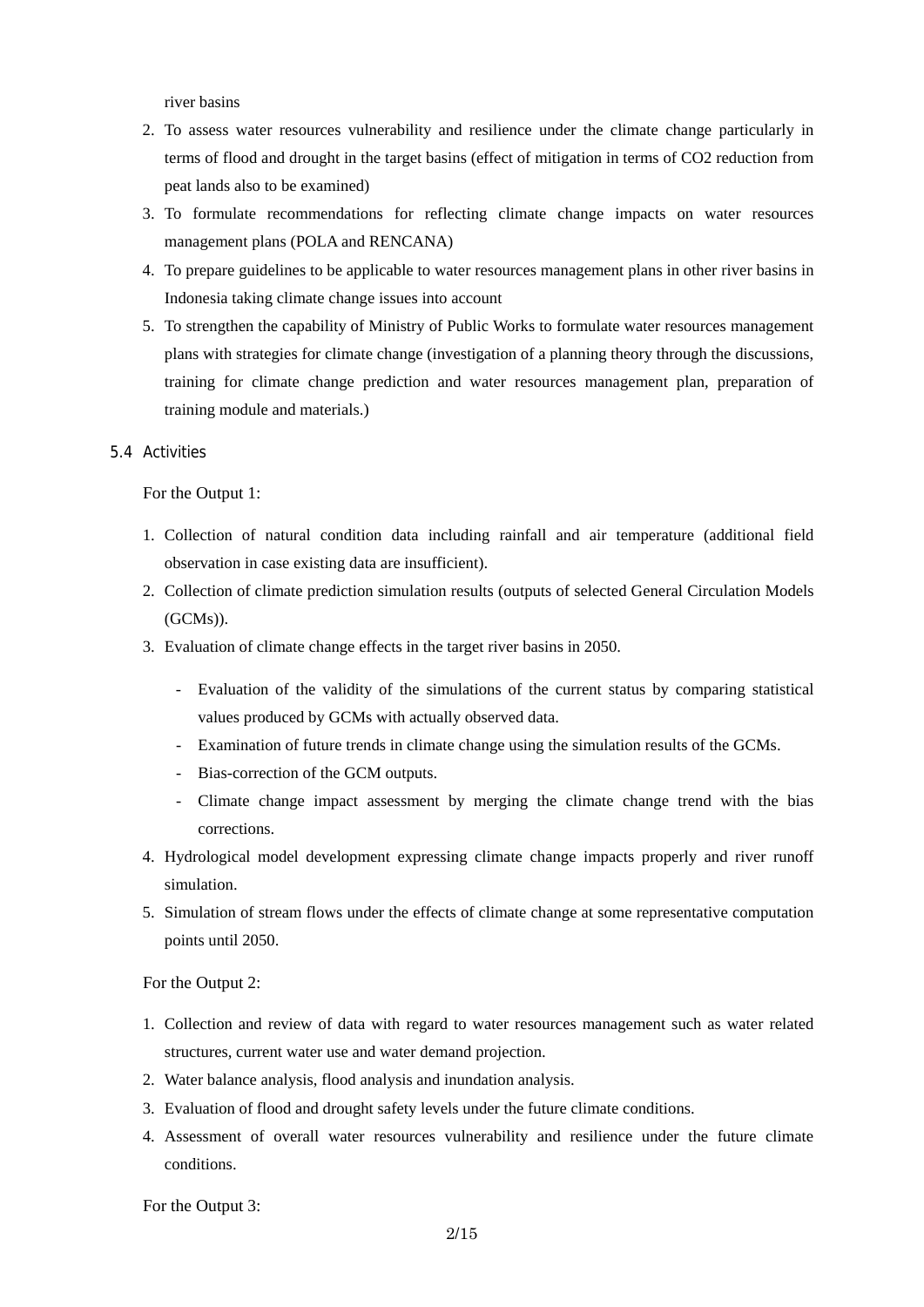river basins

2. To assess water resources vulnerability and resilience under the climate change particularly in terms of flood and drought in the target basins (effect of mitigation in terms of $CO_2$ reduction from peat lands also to be examined)
3. To formulate recommendations for reflecting climate change impacts on water resources management plans (POLA and RENCANA)
4. To prepare guidelines to be applicable to water resources management plans in other river basins in Indonesia taking climate change issues into account
5. To strengthen the capability of Ministry of Public Works to formulate water resources management plans with strategies for climate change (investigation of a planning theory through the discussions, training for climate change prediction and water resources management plan, preparation of training module and materials.)

### 5.4 Activities

For the Output 1:

1. Collection of natural condition data including rainfall and air temperature (additional field observation in case existing data are insufficient).
2. Collection of climate prediction simulation results (outputs of selected General Circulation Models (GCMs)).
3. Evaluation of climate change effects in the target river basins in 2050.
   - Evaluation of the validity of the simulations of the current status by comparing statistical values produced by GCMs with actually observed data.
   - Examination of future trends in climate change using the simulation results of the GCMs.
   - Bias-correction of the GCM outputs.
   - Climate change impact assessment by merging the climate change trend with the bias corrections.
4. Hydrological model development expressing climate change impacts properly and river runoff simulation.
5. Simulation of stream flows under the effects of climate change at some representative computation points until 2050.

For the Output 2:

1. Collection and review of data with regard to water resources management such as water related structures, current water use and water demand projection.
2. Water balance analysis, flood analysis and inundation analysis.
3. Evaluation of flood and drought safety levels under the future climate conditions.
4. Assessment of overall water resources vulnerability and resilience under the future climate conditions.

For the Output 3: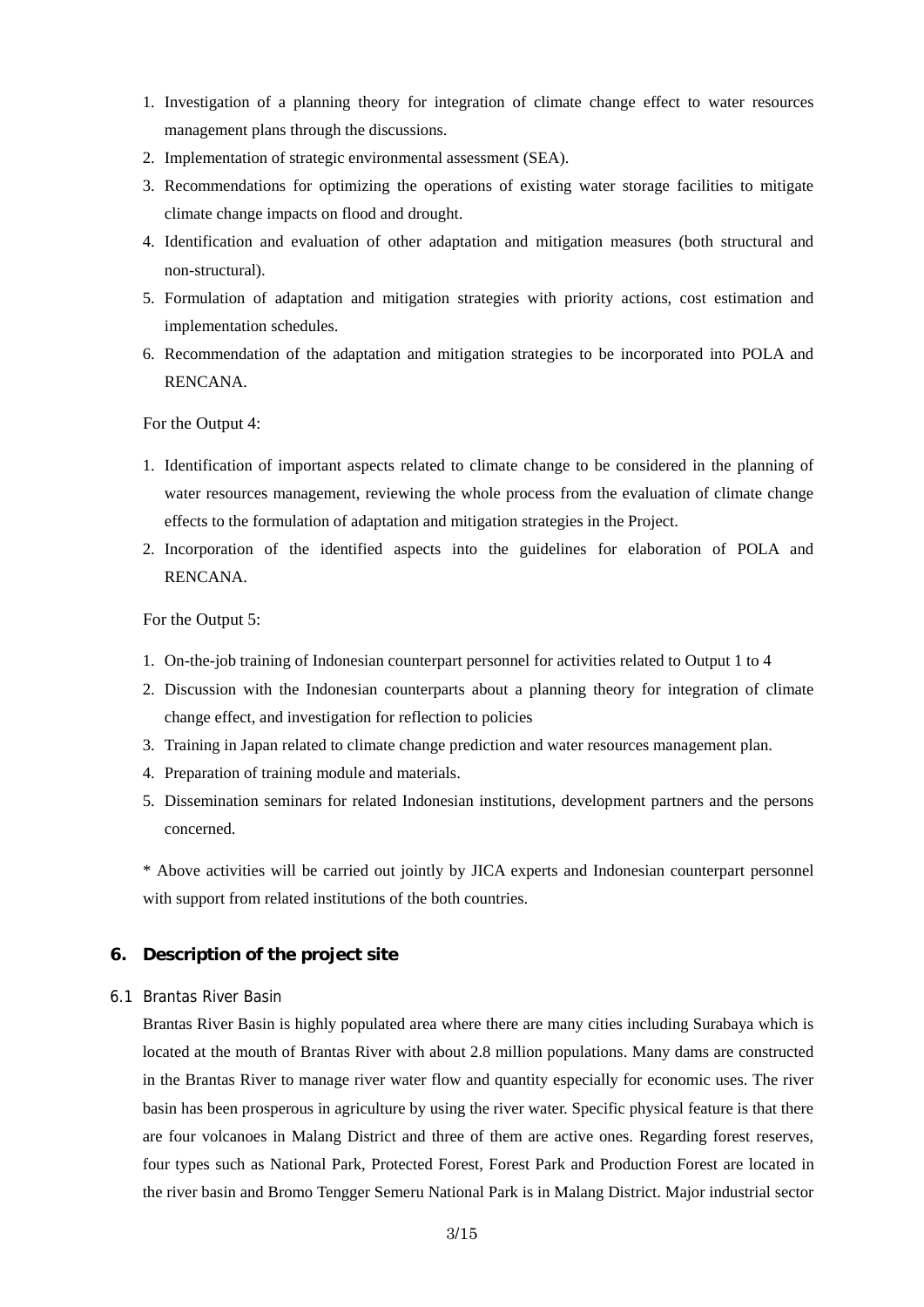1. Investigation of a planning theory for integration of climate change effect to water resources management plans through the discussions.
2. Implementation of strategic environmental assessment (SEA).
3. Recommendations for optimizing the operations of existing water storage facilities to mitigate climate change impacts on flood and drought.
4. Identification and evaluation of other adaptation and mitigation measures (both structural and non-structural).
5. Formulation of adaptation and mitigation strategies with priority actions, cost estimation and implementation schedules.
6. Recommendation of the adaptation and mitigation strategies to be incorporated into POLA and RENCANA.

For the Output 4:

1. Identification of important aspects related to climate change to be considered in the planning of water resources management, reviewing the whole process from the evaluation of climate change effects to the formulation of adaptation and mitigation strategies in the Project.
2. Incorporation of the identified aspects into the guidelines for elaboration of POLA and RENCANA.

For the Output 5:

1. On-the-job training of Indonesian counterpart personnel for activities related to Output 1 to 4
2. Discussion with the Indonesian counterparts about a planning theory for integration of climate change effect, and investigation for reflection to policies
3. Training in Japan related to climate change prediction and water resources management plan.
4. Preparation of training module and materials.
5. Dissemination seminars for related Indonesian institutions, development partners and the persons concerned.

* Above activities will be carried out jointly by JICA experts and Indonesian counterpart personnel with support from related institutions of the both countries.

## 6. Description of the project site

### 6.1 Brantas River Basin

Brantas River Basin is highly populated area where there are many cities including Surabaya which is located at the mouth of Brantas River with about 2.8 million populations. Many dams are constructed in the Brantas River to manage river water flow and quantity especially for economic uses. The river basin has been prosperous in agriculture by using the river water. Specific physical feature is that there are four volcanoes in Malang District and three of them are active ones. Regarding forest reserves, four types such as National Park, Protected Forest, Forest Park and Production Forest are located in the river basin and Bromo Tengger Semeru National Park is in Malang District. Major industrial sector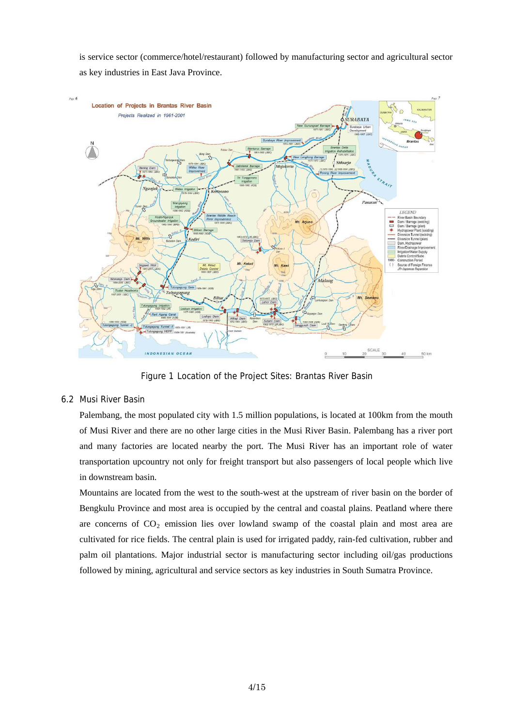is service sector (commerce/hotel/restaurant) followed by manufacturing sector and agricultural sector as key industries in East Java Province.

Figure 1 Location of the Project Sites: Brantas River Basin

## 6.2 Musi River Basin

Palembang, the most populated city with 1.5 million populations, is located at 100km from the mouth of Musi River and there are no other large cities in the Musi River Basin. Palembang has a river port and many factories are located nearby the port. The Musi River has an important role of water transportation upcountry not only for freight transport but also passengers of local people which live in downstream basin.

Mountains are located from the west to the south-west at the upstream of river basin on the border of Bengkulu Province and most area is occupied by the central and coastal plains. Peatland where there are concerns of $CO_2$ emission lies over lowland swamp of the coastal plain and most area are cultivated for rice fields. The central plain is used for irrigated paddy, rain-fed cultivation, rubber and palm oil plantations. Major industrial sector is manufacturing sector including oil/gas productions followed by mining, agricultural and service sectors as key industries in South Sumatra Province.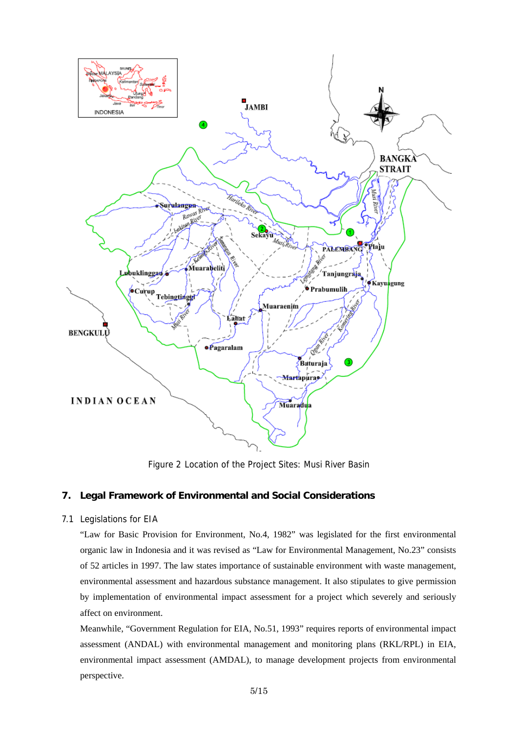Figure 2 Location of the Project Sites: Musi River Basin

## 7. Legal Framework of Environmental and Social Considerations

### 7.1 Legislations for EIA

"Law for Basic Provision for Environment, No.4, 1982" was legislated for the first environmental organic law in Indonesia and it was revised as "Law for Environmental Management, No.23" consists of 52 articles in 1997. The law states importance of sustainable environment with waste management, environmental assessment and hazardous substance management. It also stipulates to give permission by implementation of environmental impact assessment for a project which severely and seriously affect on environment.

Meanwhile, "Government Regulation for EIA, No.51, 1993" requires reports of environmental impact assessment (ANDAL) with environmental management and monitoring plans (RKL/RPL) in EIA, environmental impact assessment (AMDAL), to manage development projects from environmental perspective.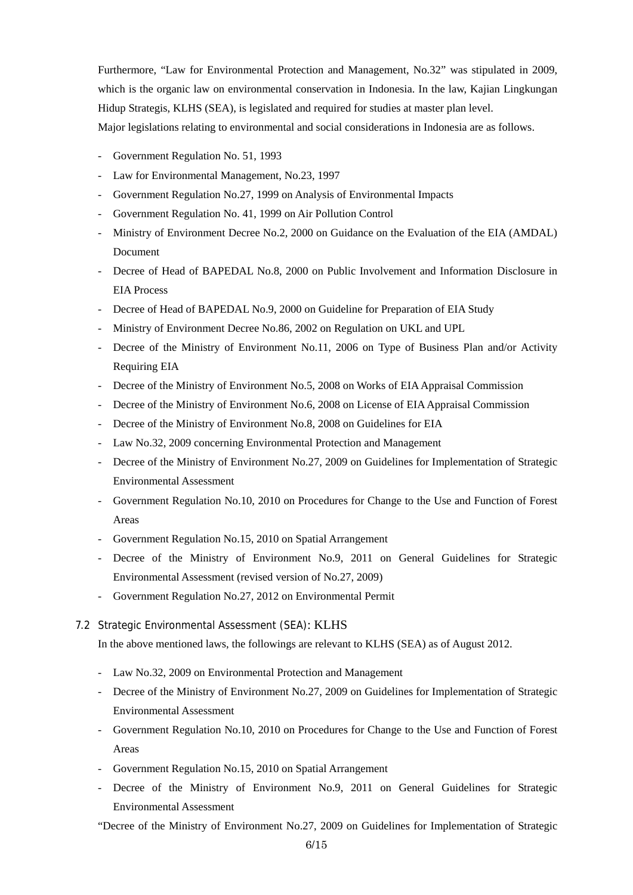Furthermore, "Law for Environmental Protection and Management, No.32" was stipulated in 2009, which is the organic law on environmental conservation in Indonesia. In the law, Kajian Lingkungan Hidup Strategis, KLHS (SEA), is legislated and required for studies at master plan level.
Major legislations relating to environmental and social considerations in Indonesia are as follows.

- Government Regulation No. 51, 1993
- Law for Environmental Management, No.23, 1997
- Government Regulation No.27, 1999 on Analysis of Environmental Impacts
- Government Regulation No. 41, 1999 on Air Pollution Control
- Ministry of Environment Decree No.2, 2000 on Guidance on the Evaluation of the EIA (AMDAL) Document
- Decree of Head of BAPEDAL No.8, 2000 on Public Involvement and Information Disclosure in EIA Process
- Decree of Head of BAPEDAL No.9, 2000 on Guideline for Preparation of EIA Study
- Ministry of Environment Decree No.86, 2002 on Regulation on UKL and UPL
- Decree of the Ministry of Environment No.11, 2006 on Type of Business Plan and/or Activity Requiring EIA
- Decree of the Ministry of Environment No.5, 2008 on Works of EIA Appraisal Commission
- Decree of the Ministry of Environment No.6, 2008 on License of EIA Appraisal Commission
- Decree of the Ministry of Environment No.8, 2008 on Guidelines for EIA
- Law No.32, 2009 concerning Environmental Protection and Management
- Decree of the Ministry of Environment No.27, 2009 on Guidelines for Implementation of Strategic Environmental Assessment
- Government Regulation No.10, 2010 on Procedures for Change to the Use and Function of Forest Areas
- Government Regulation No.15, 2010 on Spatial Arrangement
- Decree of the Ministry of Environment No.9, 2011 on General Guidelines for Strategic Environmental Assessment (revised version of No.27, 2009)
- Government Regulation No.27, 2012 on Environmental Permit

## 7.2 Strategic Environmental Assessment (SEA): KLHS

In the above mentioned laws, the followings are relevant to KLHS (SEA) as of August 2012.

- Law No.32, 2009 on Environmental Protection and Management
- Decree of the Ministry of Environment No.27, 2009 on Guidelines for Implementation of Strategic Environmental Assessment
- Government Regulation No.10, 2010 on Procedures for Change to the Use and Function of Forest Areas
- Government Regulation No.15, 2010 on Spatial Arrangement
- Decree of the Ministry of Environment No.9, 2011 on General Guidelines for Strategic Environmental Assessment

"Decree of the Ministry of Environment No.27, 2009 on Guidelines for Implementation of Strategic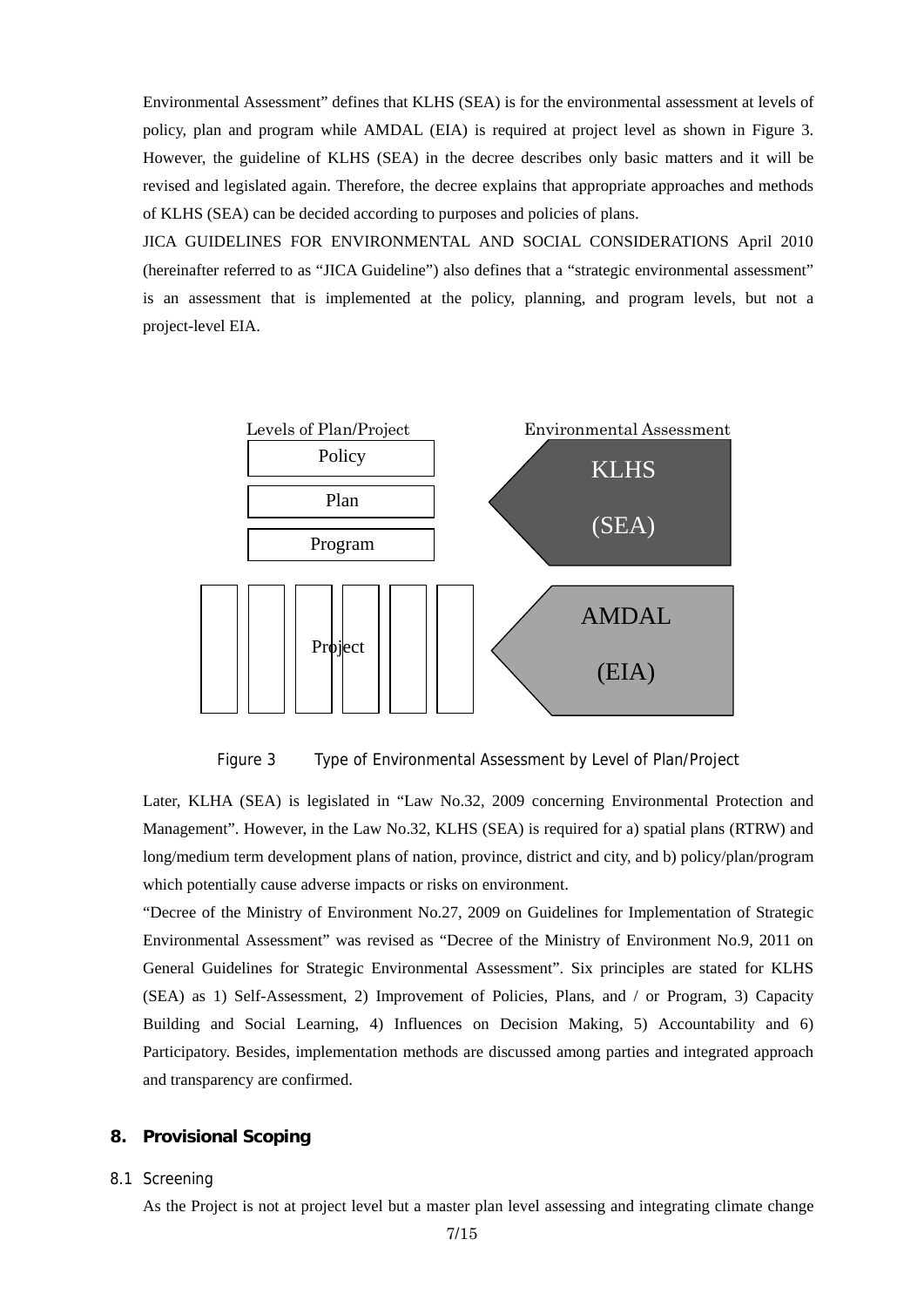Environmental Assessment" defines that KLHS (SEA) is for the environmental assessment at levels of policy, plan and program while AMDAL (EIA) is required at project level as shown in Figure 3. However, the guideline of KLHS (SEA) in the decree describes only basic matters and it will be revised and legislated again. Therefore, the decree explains that appropriate approaches and methods of KLHS (SEA) can be decided according to purposes and policies of plans.

JICA GUIDELINES FOR ENVIRONMENTAL AND SOCIAL CONSIDERATIONS April 2010 (hereinafter referred to as "JICA Guideline") also defines that a "strategic environmental assessment" is an assessment that is implemented at the policy, planning, and program levels, but not a project-level EIA.

| Levels of Plan/Project | Environmental Assessment |
|---|---|
| Policy | KLHS (SEA) |
| Plan | |
| Program | |
| Project | AMDAL (EIA) |

Figure 3 Type of Environmental Assessment by Level of Plan/Project

Later, KLHA (SEA) is legislated in "Law No.32, 2009 concerning Environmental Protection and Management". However, in the Law No.32, KLHS (SEA) is required for a) spatial plans (RTRW) and long/medium term development plans of nation, province, district and city, and b) policy/plan/program which potentially cause adverse impacts or risks on environment.

"Decree of the Ministry of Environment No.27, 2009 on Guidelines for Implementation of Strategic Environmental Assessment" was revised as "Decree of the Ministry of Environment No.9, 2011 on General Guidelines for Strategic Environmental Assessment". Six principles are stated for KLHS (SEA) as 1) Self-Assessment, 2) Improvement of Policies, Plans, and / or Program, 3) Capacity Building and Social Learning, 4) Influences on Decision Making, 5) Accountability and 6) Participatory. Besides, implementation methods are discussed among parties and integrated approach and transparency are confirmed.

## 8. Provisional Scoping

### 8.1 Screening

As the Project is not at project level but a master plan level assessing and integrating climate change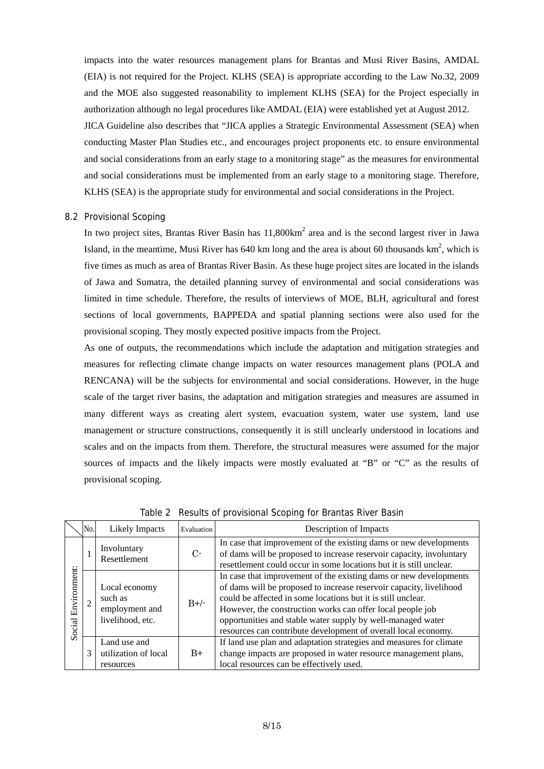impacts into the water resources management plans for Brantas and Musi River Basins, AMDAL (EIA) is not required for the Project. KLHS (SEA) is appropriate according to the Law No.32, 2009 and the MOE also suggested reasonability to implement KLHS (SEA) for the Project especially in authorization although no legal procedures like AMDAL (EIA) were established yet at August 2012.

JICA Guideline also describes that "JICA applies a Strategic Environmental Assessment (SEA) when conducting Master Plan Studies etc., and encourages project proponents etc. to ensure environmental and social considerations from an early stage to a monitoring stage" as the measures for environmental and social considerations must be implemented from an early stage to a monitoring stage. Therefore, KLHS (SEA) is the appropriate study for environmental and social considerations in the Project.

## 8.2 Provisional Scoping

In two project sites, Brantas River Basin has 11,800km$^2$ area and is the second largest river in Jawa Island, in the meantime, Musi River has 640 km long and the area is about 60 thousands km$^2$, which is five times as much as area of Brantas River Basin. As these huge project sites are located in the islands of Jawa and Sumatra, the detailed planning survey of environmental and social considerations was limited in time schedule. Therefore, the results of interviews of MOE, BLH, agricultural and forest sections of local governments, BAPPEDA and spatial planning sections were also used for the provisional scoping. They mostly expected positive impacts from the Project.

As one of outputs, the recommendations which include the adaptation and mitigation strategies and measures for reflecting climate change impacts on water resources management plans (POLA and RENCANA) will be the subjects for environmental and social considerations. However, in the huge scale of the target river basins, the adaptation and mitigation strategies and measures are assumed in many different ways as creating alert system, evacuation system, water use system, land use management or structure constructions, consequently it is still unclearly understood in locations and scales and on the impacts from them. Therefore, the structural measures were assumed for the major sources of impacts and the likely impacts were mostly evaluated at "B" or "C" as the results of provisional scoping.

Table 2 Results of provisional Scoping for Brantas River Basin

| | No. | Likely Impacts | Evaluation | Description of Impacts |
|---|---|---|---|---|
| Social Environment: | 1 | Involuntary Resettlement | C- | In case that improvement of the existing dams or new developments of dams will be proposed to increase reservoir capacity, involuntary resettlement could occur in some locations but it is still unclear. |
| | 2 | Local economy such as employment and livelihood, etc. | B+/- | In case that improvement of the existing dams or new developments of dams will be proposed to increase reservoir capacity, livelihood could be affected in some locations but it is still unclear. However, the construction works can offer local people job opportunities and stable water supply by well-managed water resources can contribute development of overall local economy. |
| | 3 | Land use and utilization of local resources | B+ | If land use plan and adaptation strategies and measures for climate change impacts are proposed in water resource management plans, local resources can be effectively used. |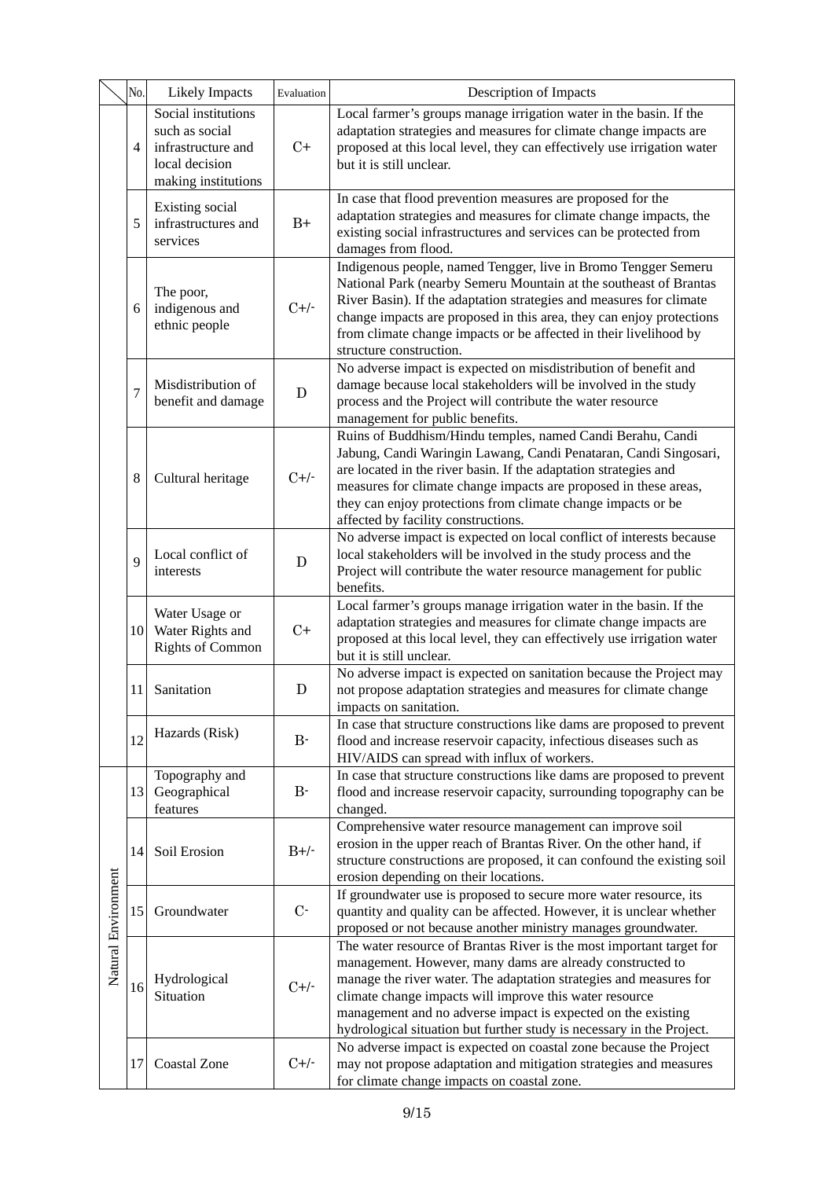| | No. | Likely Impacts | Evaluation | Description of Impacts |
|---|---|---|---|---|
| | 4 | Social institutions such as social infrastructure and local decision making institutions | C+ | Local farmer's groups manage irrigation water in the basin. If the adaptation strategies and measures for climate change impacts are proposed at this local level, they can effectively use irrigation water but it is still unclear. |
| | 5 | Existing social infrastructures and services | B+ | In case that flood prevention measures are proposed for the adaptation strategies and measures for climate change impacts, the existing social infrastructures and services can be protected from damages from flood. |
| | 6 | The poor, indigenous and ethnic people | C+/- | Indigenous people, named Tengger, live in Bromo Tengger Semeru National Park (nearby Semeru Mountain at the southeast of Brantas River Basin). If the adaptation strategies and measures for climate change impacts are proposed in this area, they can enjoy protections from climate change impacts or be affected in their livelihood by structure construction. |
| | 7 | Misdistribution of benefit and damage | D | No adverse impact is expected on misdistribution of benefit and damage because local stakeholders will be involved in the study process and the Project will contribute the water resource management for public benefits. |
| | 8 | Cultural heritage | C+/- | Ruins of Buddhism/Hindu temples, named Candi Berahu, Candi Jabung, Candi Waringin Lawang, Candi Penataran, Candi Singosari, are located in the river basin. If the adaptation strategies and measures for climate change impacts are proposed in these areas, they can enjoy protections from climate change impacts or be affected by facility constructions. |
| | 9 | Local conflict of interests | D | No adverse impact is expected on local conflict of interests because local stakeholders will be involved in the study process and the Project will contribute the water resource management for public benefits. |
| | 10 | Water Usage or Water Rights and Rights of Common | C+ | Local farmer's groups manage irrigation water in the basin. If the adaptation strategies and measures for climate change impacts are proposed at this local level, they can effectively use irrigation water but it is still unclear. |
| | 11 | Sanitation | D | No adverse impact is expected on sanitation because the Project may not propose adaptation strategies and measures for climate change impacts on sanitation. |
| | 12 | Hazards (Risk) | B- | In case that structure constructions like dams are proposed to prevent flood and increase reservoir capacity, infectious diseases such as HIV/AIDS can spread with influx of workers. |
| Natural Environment | 13 | Topography and Geographical features | B- | In case that structure constructions like dams are proposed to prevent flood and increase reservoir capacity, surrounding topography can be changed. |
| | 14 | Soil Erosion | B+/- | Comprehensive water resource management can improve soil erosion in the upper reach of Brantas River. On the other hand, if structure constructions are proposed, it can confound the existing soil erosion depending on their locations. |
| | 15 | Groundwater | C- | If groundwater use is proposed to secure more water resource, its quantity and quality can be affected. However, it is unclear whether proposed or not because another ministry manages groundwater. |
| | 16 | Hydrological Situation | C+/- | The water resource of Brantas River is the most important target for management. However, many dams are already constructed to manage the river water. The adaptation strategies and measures for climate change impacts will improve this water resource management and no adverse impact is expected on the existing hydrological situation but further study is necessary in the Project. |
| | 17 | Coastal Zone | C+/- | No adverse impact is expected on coastal zone because the Project may not propose adaptation and mitigation strategies and measures for climate change impacts on coastal zone. |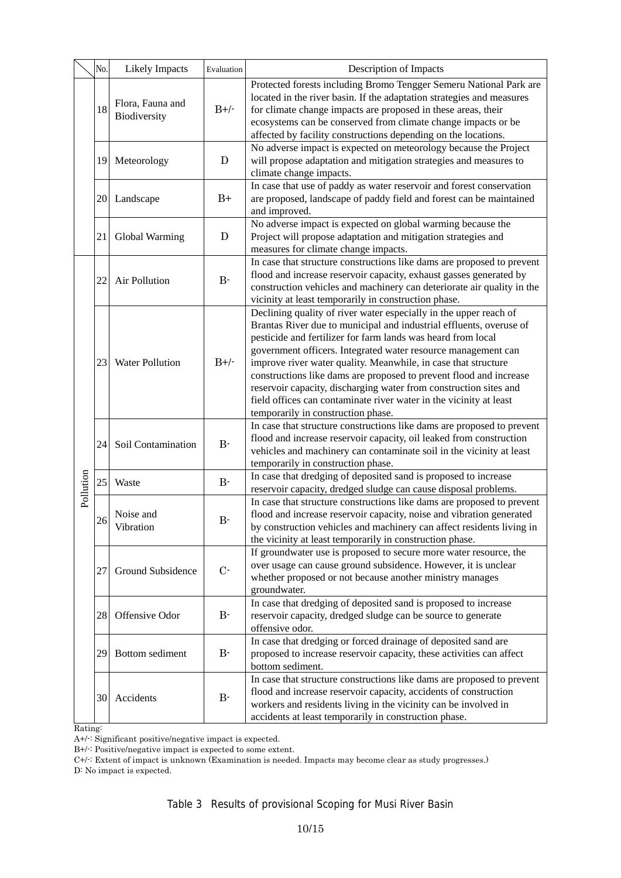| | No. | Likely Impacts | Evaluation | Description of Impacts |
|---|---|---|---|---|
| | 18 | Flora, Fauna and Biodiversity | B+/- | Protected forests including Bromo Tengger Semeru National Park are located in the river basin. If the adaptation strategies and measures for climate change impacts are proposed in these areas, their ecosystems can be conserved from climate change impacts or be affected by facility constructions depending on the locations. |
| | 19 | Meteorology | D | No adverse impact is expected on meteorology because the Project will propose adaptation and mitigation strategies and measures to climate change impacts. |
| | 20 | Landscape | B+ | In case that use of paddy as water reservoir and forest conservation are proposed, landscape of paddy field and forest can be maintained and improved. |
| | 21 | Global Warming | D | No adverse impact is expected on global warming because the Project will propose adaptation and mitigation strategies and measures for climate change impacts. |
| Pollution | 22 | Air Pollution | B- | In case that structure constructions like dams are proposed to prevent flood and increase reservoir capacity, exhaust gasses generated by construction vehicles and machinery can deteriorate air quality in the vicinity at least temporarily in construction phase. |
| | 23 | Water Pollution | B+/- | Declining quality of river water especially in the upper reach of Brantas River due to municipal and industrial effluents, overuse of pesticide and fertilizer for farm lands was heard from local government officers. Integrated water resource management can improve river water quality. Meanwhile, in case that structure constructions like dams are proposed to prevent flood and increase reservoir capacity, discharging water from construction sites and field offices can contaminate river water in the vicinity at least temporarily in construction phase. |
| | 24 | Soil Contamination | B- | In case that structure constructions like dams are proposed to prevent flood and increase reservoir capacity, oil leaked from construction vehicles and machinery can contaminate soil in the vicinity at least temporarily in construction phase. |
| | 25 | Waste | B- | In case that dredging of deposited sand is proposed to increase reservoir capacity, dredged sludge can cause disposal problems. |
| | 26 | Noise and Vibration | B- | In case that structure constructions like dams are proposed to prevent flood and increase reservoir capacity, noise and vibration generated by construction vehicles and machinery can affect residents living in the vicinity at least temporarily in construction phase. |
| | 27 | Ground Subsidence | C- | If groundwater use is proposed to secure more water resource, the over usage can cause ground subsidence. However, it is unclear whether proposed or not because another ministry manages groundwater. |
| | 28 | Offensive Odor | B- | In case that dredging of deposited sand is proposed to increase reservoir capacity, dredged sludge can be source to generate offensive odor. |
| | 29 | Bottom sediment | B- | In case that dredging or forced drainage of deposited sand are proposed to increase reservoir capacity, these activities can affect bottom sediment. |
| | 30 | Accidents | B- | In case that structure constructions like dams are proposed to prevent flood and increase reservoir capacity, accidents of construction workers and residents living in the vicinity can be involved in accidents at least temporarily in construction phase. |

Rating:
A+/-: Significant positive/negative impact is expected.
B+/-: Positive/negative impact is expected to some extent.
C+/-: Extent of impact is unknown (Examination is needed. Impacts may become clear as study progresses.)
D: No impact is expected.

Table 3 Results of provisional Scoping for Musi River Basin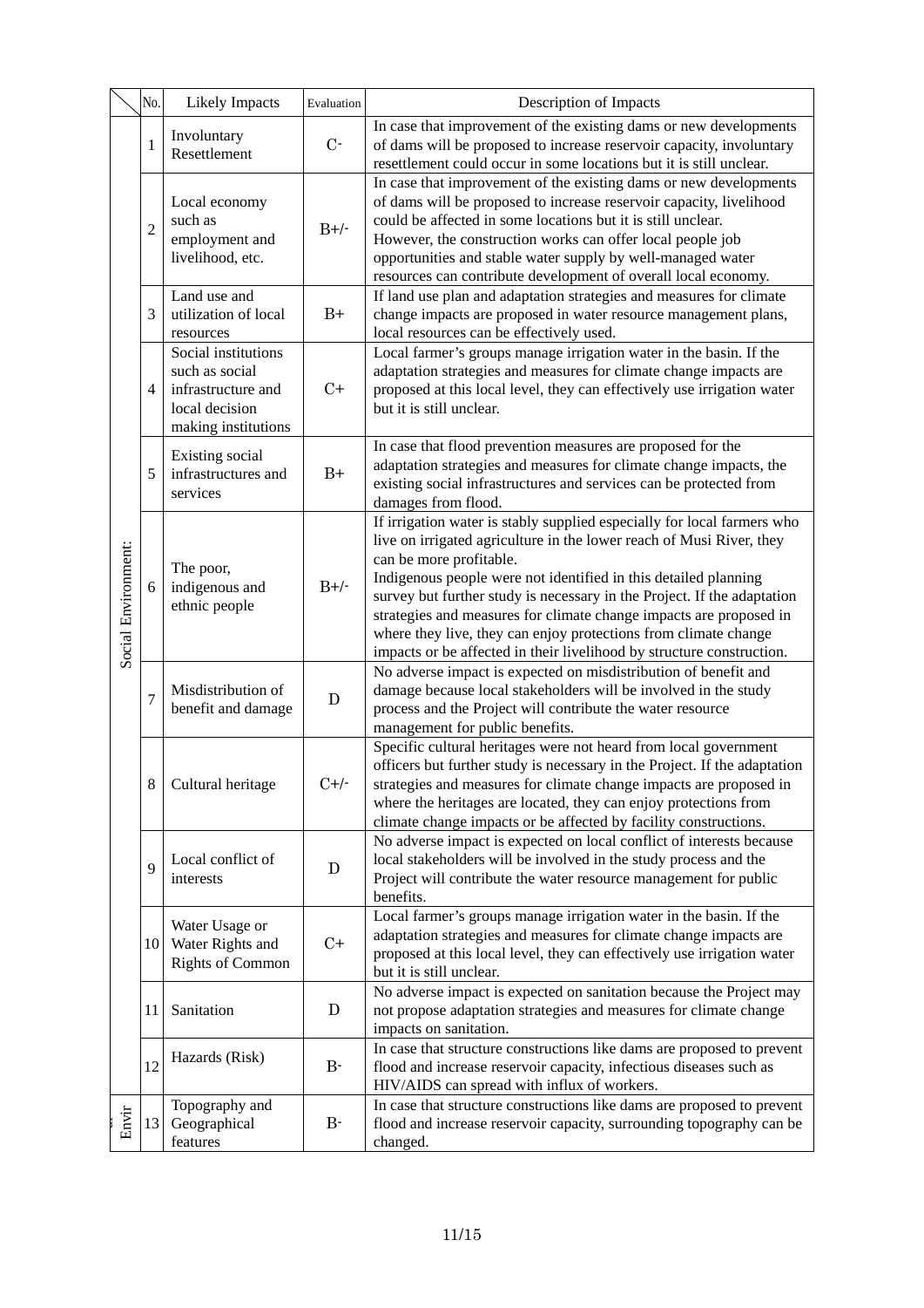| | No. | Likely Impacts | Evaluation | Description of Impacts |
|---|---|---|---|---|
| Social Environment: | 1 | Involuntary Resettlement | C- | In case that improvement of the existing dams or new developments of dams will be proposed to increase reservoir capacity, involuntary resettlement could occur in some locations but it is still unclear. |
| | 2 | Local economy such as employment and livelihood, etc. | B+/- | In case that improvement of the existing dams or new developments of dams will be proposed to increase reservoir capacity, livelihood could be affected in some locations but it is still unclear. However, the construction works can offer local people job opportunities and stable water supply by well-managed water resources can contribute development of overall local economy. |
| | 3 | Land use and utilization of local resources | B+ | If land use plan and adaptation strategies and measures for climate change impacts are proposed in water resource management plans, local resources can be effectively used. |
| | 4 | Social institutions such as social infrastructure and local decision making institutions | C+ | Local farmer's groups manage irrigation water in the basin. If the adaptation strategies and measures for climate change impacts are proposed at this local level, they can effectively use irrigation water but it is still unclear. |
| | 5 | Existing social infrastructures and services | B+ | In case that flood prevention measures are proposed for the adaptation strategies and measures for climate change impacts, the existing social infrastructures and services can be protected from damages from flood. |
| | 6 | The poor, indigenous and ethnic people | B+/- | If irrigation water is stably supplied especially for local farmers who live on irrigated agriculture in the lower reach of Musi River, they can be more profitable. Indigenous people were not identified in this detailed planning survey but further study is necessary in the Project. If the adaptation strategies and measures for climate change impacts are proposed in where they live, they can enjoy protections from climate change impacts or be affected in their livelihood by structure construction. |
| | 7 | Misdistribution of benefit and damage | D | No adverse impact is expected on misdistribution of benefit and damage because local stakeholders will be involved in the study process and the Project will contribute the water resource management for public benefits. |
| | 8 | Cultural heritage | C+/- | Specific cultural heritages were not heard from local government officers but further study is necessary in the Project. If the adaptation strategies and measures for climate change impacts are proposed in where the heritages are located, they can enjoy protections from climate change impacts or be affected by facility constructions. |
| | 9 | Local conflict of interests | D | No adverse impact is expected on local conflict of interests because local stakeholders will be involved in the study process and the Project will contribute the water resource management for public benefits. |
| | 10 | Water Usage or Water Rights and Rights of Common | C+ | Local farmer's groups manage irrigation water in the basin. If the adaptation strategies and measures for climate change impacts are proposed at this local level, they can effectively use irrigation water but it is still unclear. |
| | 11 | Sanitation | D | No adverse impact is expected on sanitation because the Project may not propose adaptation strategies and measures for climate change impacts on sanitation. |
| | 12 | Hazards (Risk) | B- | In case that structure constructions like dams are proposed to prevent flood and increase reservoir capacity, infectious diseases such as HIV/AIDS can spread with influx of workers. |
| Envir | 13 | Topography and Geographical features | B- | In case that structure constructions like dams are proposed to prevent flood and increase reservoir capacity, surrounding topography can be changed. |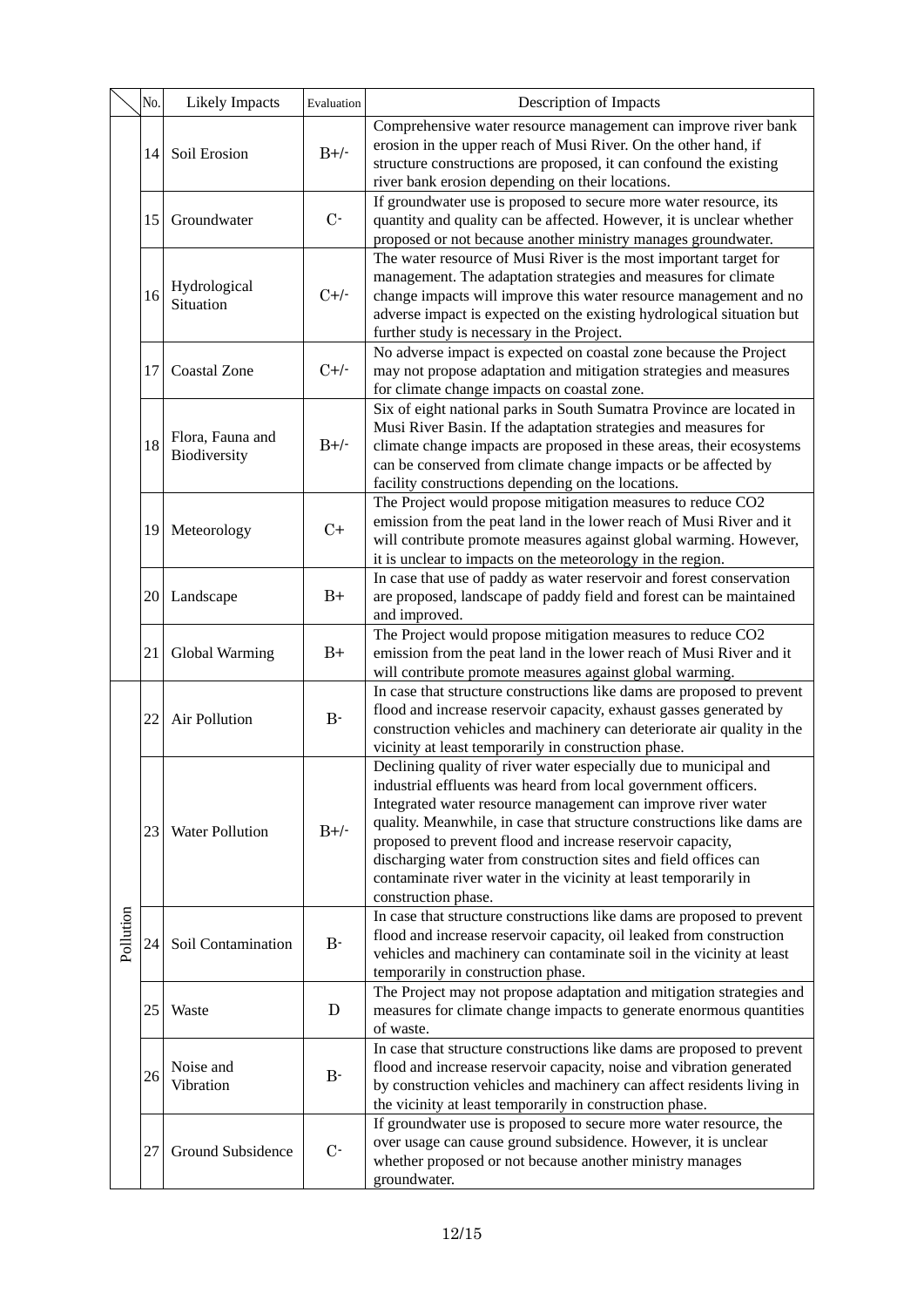| | No. | Likely Impacts | Evaluation | Description of Impacts |
|---|---|---|---|---|
| | 14 | Soil Erosion | B+/- | Comprehensive water resource management can improve river bank erosion in the upper reach of Musi River. On the other hand, if structure constructions are proposed, it can confound the existing river bank erosion depending on their locations. |
| | 15 | Groundwater | C- | If groundwater use is proposed to secure more water resource, its quantity and quality can be affected. However, it is unclear whether proposed or not because another ministry manages groundwater. |
| | 16 | Hydrological Situation | C+/- | The water resource of Musi River is the most important target for management. The adaptation strategies and measures for climate change impacts will improve this water resource management and no adverse impact is expected on the existing hydrological situation but further study is necessary in the Project. |
| | 17 | Coastal Zone | C+/- | No adverse impact is expected on coastal zone because the Project may not propose adaptation and mitigation strategies and measures for climate change impacts on coastal zone. |
| | 18 | Flora, Fauna and Biodiversity | B+/- | Six of eight national parks in South Sumatra Province are located in Musi River Basin. If the adaptation strategies and measures for climate change impacts are proposed in these areas, their ecosystems can be conserved from climate change impacts or be affected by facility constructions depending on the locations. |
| | 19 | Meteorology | C+ | The Project would propose mitigation measures to reduce CO2 emission from the peat land in the lower reach of Musi River and it will contribute promote measures against global warming. However, it is unclear to impacts on the meteorology in the region. |
| | 20 | Landscape | B+ | In case that use of paddy as water reservoir and forest conservation are proposed, landscape of paddy field and forest can be maintained and improved. |
| | 21 | Global Warming | B+ | The Project would propose mitigation measures to reduce CO2 emission from the peat land in the lower reach of Musi River and it will contribute promote measures against global warming. |
| Pollution | 22 | Air Pollution | B- | In case that structure constructions like dams are proposed to prevent flood and increase reservoir capacity, exhaust gasses generated by construction vehicles and machinery can deteriorate air quality in the vicinity at least temporarily in construction phase. |
| | 23 | Water Pollution | B+/- | Declining quality of river water especially due to municipal and industrial effluents was heard from local government officers. Integrated water resource management can improve river water quality. Meanwhile, in case that structure constructions like dams are proposed to prevent flood and increase reservoir capacity, discharging water from construction sites and field offices can contaminate river water in the vicinity at least temporarily in construction phase. |
| | 24 | Soil Contamination | B- | In case that structure constructions like dams are proposed to prevent flood and increase reservoir capacity, oil leaked from construction vehicles and machinery can contaminate soil in the vicinity at least temporarily in construction phase. |
| | 25 | Waste | D | The Project may not propose adaptation and mitigation strategies and measures for climate change impacts to generate enormous quantities of waste. |
| | 26 | Noise and Vibration | B- | In case that structure constructions like dams are proposed to prevent flood and increase reservoir capacity, noise and vibration generated by construction vehicles and machinery can affect residents living in the vicinity at least temporarily in construction phase. |
| | 27 | Ground Subsidence | C- | If groundwater use is proposed to secure more water resource, the over usage can cause ground subsidence. However, it is unclear whether proposed or not because another ministry manages groundwater. |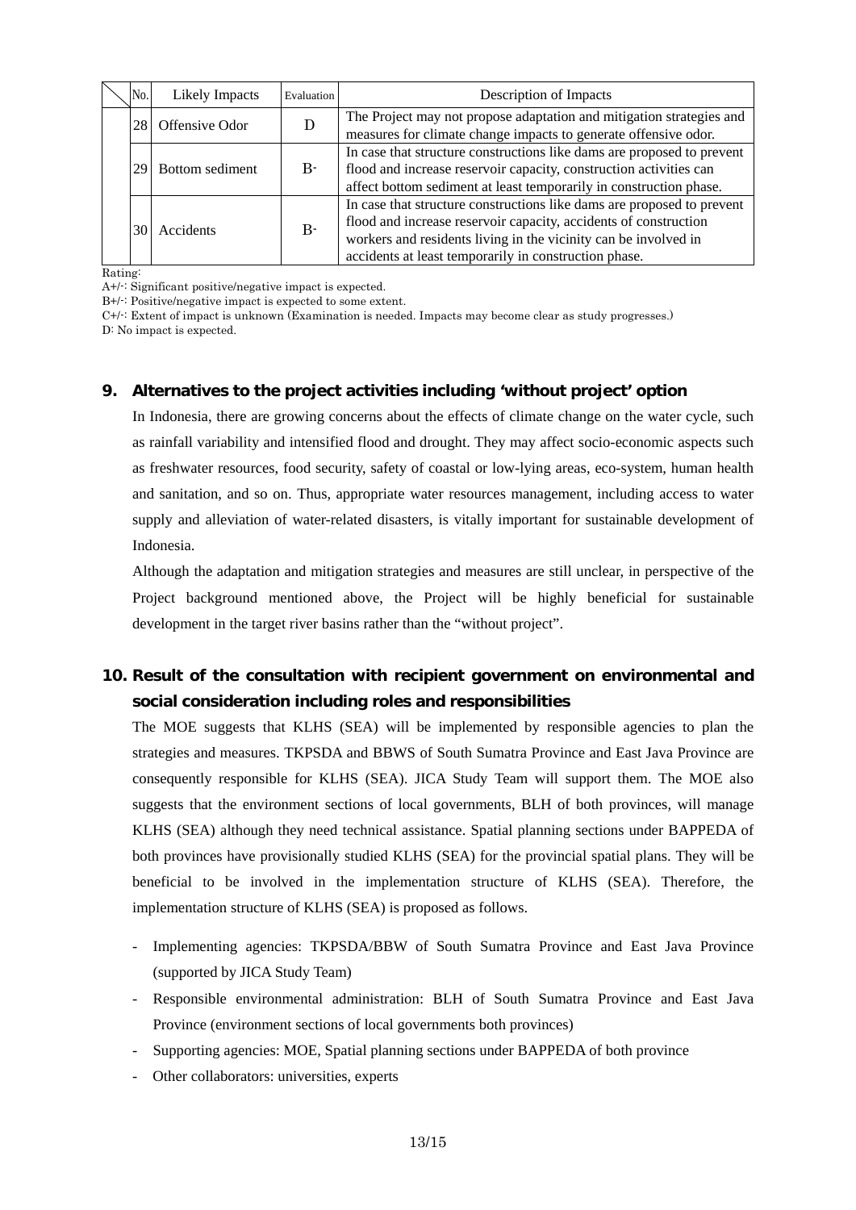| | No. | Likely Impacts | Evaluation | Description of Impacts |
|---|---|---|---|---|
| | 28 | Offensive Odor | D | The Project may not propose adaptation and mitigation strategies and measures for climate change impacts to generate offensive odor. |
| | 29 | Bottom sediment | B- | In case that structure constructions like dams are proposed to prevent flood and increase reservoir capacity, construction activities can affect bottom sediment at least temporarily in construction phase. |
| | 30 | Accidents | B- | In case that structure constructions like dams are proposed to prevent flood and increase reservoir capacity, accidents of construction workers and residents living in the vicinity can be involved in accidents at least temporarily in construction phase. |

Rating:
A+/-: Significant positive/negative impact is expected.
B+/-: Positive/negative impact is expected to some extent.
C+/-: Extent of impact is unknown (Examination is needed. Impacts may become clear as study progresses.)
D: No impact is expected.

## 9. Alternatives to the project activities including 'without project' option

In Indonesia, there are growing concerns about the effects of climate change on the water cycle, such as rainfall variability and intensified flood and drought. They may affect socio-economic aspects such as freshwater resources, food security, safety of coastal or low-lying areas, eco-system, human health and sanitation, and so on. Thus, appropriate water resources management, including access to water supply and alleviation of water-related disasters, is vitally important for sustainable development of Indonesia.

Although the adaptation and mitigation strategies and measures are still unclear, in perspective of the Project background mentioned above, the Project will be highly beneficial for sustainable development in the target river basins rather than the "without project".

## 10. Result of the consultation with recipient government on environmental and social consideration including roles and responsibilities

The MOE suggests that KLHS (SEA) will be implemented by responsible agencies to plan the strategies and measures. TKPSDA and BBWS of South Sumatra Province and East Java Province are consequently responsible for KLHS (SEA). JICA Study Team will support them. The MOE also suggests that the environment sections of local governments, BLH of both provinces, will manage KLHS (SEA) although they need technical assistance. Spatial planning sections under BAPPEDA of both provinces have provisionally studied KLHS (SEA) for the provincial spatial plans. They will be beneficial to be involved in the implementation structure of KLHS (SEA). Therefore, the implementation structure of KLHS (SEA) is proposed as follows.

- Implementing agencies: TKPSDA/BBW of South Sumatra Province and East Java Province (supported by JICA Study Team)
- Responsible environmental administration: BLH of South Sumatra Province and East Java Province (environment sections of local governments both provinces)
- Supporting agencies: MOE, Spatial planning sections under BAPPEDA of both province
- Other collaborators: universities, experts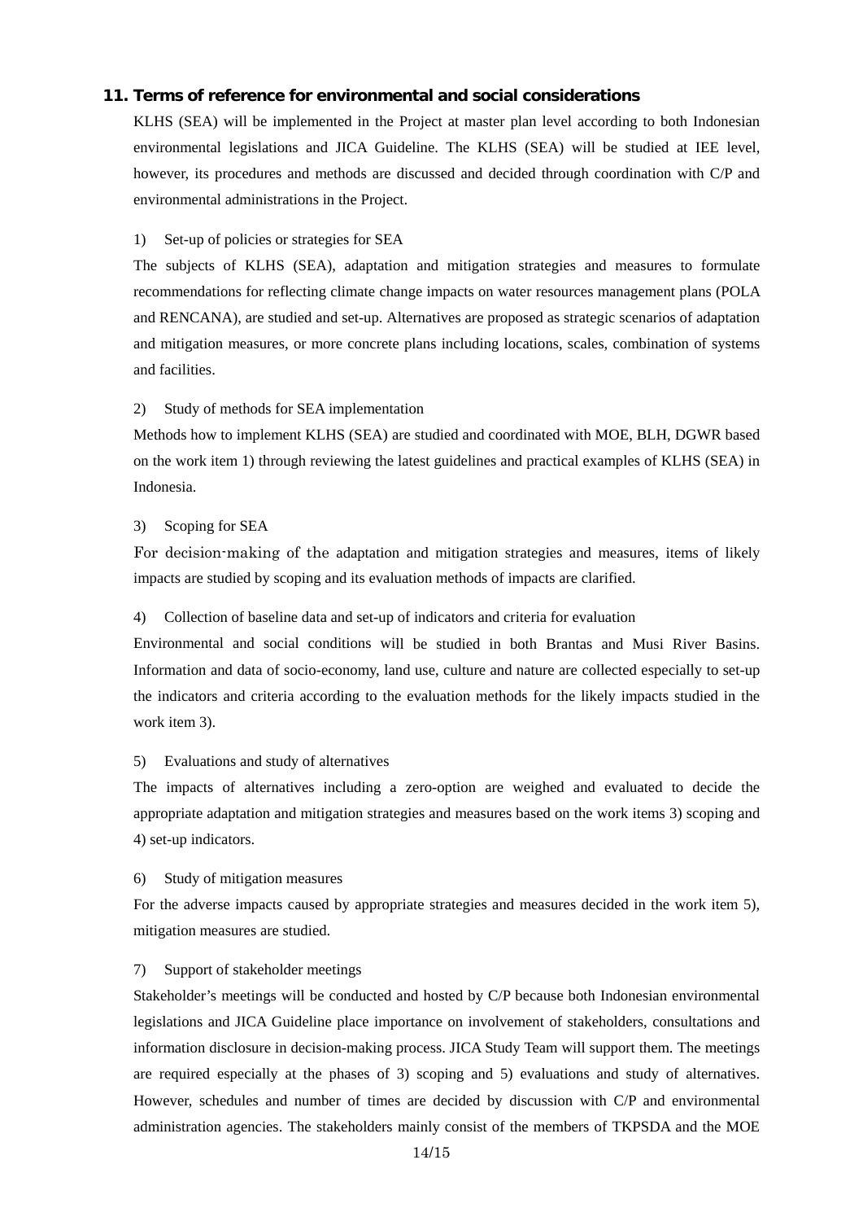## 11. Terms of reference for environmental and social considerations

KLHS (SEA) will be implemented in the Project at master plan level according to both Indonesian environmental legislations and JICA Guideline. The KLHS (SEA) will be studied at IEE level, however, its procedures and methods are discussed and decided through coordination with C/P and environmental administrations in the Project.

1) Set-up of policies or strategies for SEA

The subjects of KLHS (SEA), adaptation and mitigation strategies and measures to formulate recommendations for reflecting climate change impacts on water resources management plans (POLA and RENCANA), are studied and set-up. Alternatives are proposed as strategic scenarios of adaptation and mitigation measures, or more concrete plans including locations, scales, combination of systems and facilities.

2) Study of methods for SEA implementation

Methods how to implement KLHS (SEA) are studied and coordinated with MOE, BLH, DGWR based on the work item 1) through reviewing the latest guidelines and practical examples of KLHS (SEA) in Indonesia.

3) Scoping for SEA

For decision-making of the adaptation and mitigation strategies and measures, items of likely impacts are studied by scoping and its evaluation methods of impacts are clarified.

4) Collection of baseline data and set-up of indicators and criteria for evaluation

Environmental and social conditions will be studied in both Brantas and Musi River Basins. Information and data of socio-economy, land use, culture and nature are collected especially to set-up the indicators and criteria according to the evaluation methods for the likely impacts studied in the work item 3).

5) Evaluations and study of alternatives

The impacts of alternatives including a zero-option are weighed and evaluated to decide the appropriate adaptation and mitigation strategies and measures based on the work items 3) scoping and 4) set-up indicators.

6) Study of mitigation measures

For the adverse impacts caused by appropriate strategies and measures decided in the work item 5), mitigation measures are studied.

7) Support of stakeholder meetings

Stakeholder's meetings will be conducted and hosted by C/P because both Indonesian environmental legislations and JICA Guideline place importance on involvement of stakeholders, consultations and information disclosure in decision-making process. JICA Study Team will support them. The meetings are required especially at the phases of 3) scoping and 5) evaluations and study of alternatives. However, schedules and number of times are decided by discussion with C/P and environmental administration agencies. The stakeholders mainly consist of the members of TKPSDA and the MOE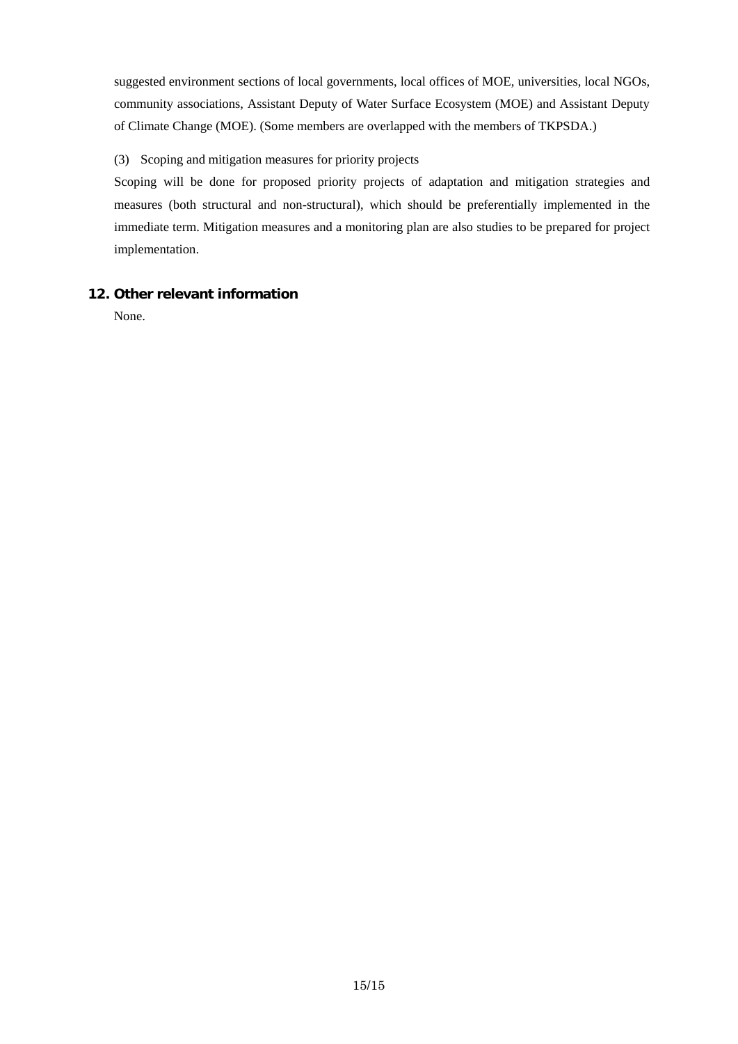suggested environment sections of local governments, local offices of MOE, universities, local NGOs, community associations, Assistant Deputy of Water Surface Ecosystem (MOE) and Assistant Deputy of Climate Change (MOE). (Some members are overlapped with the members of TKPSDA.)

(3) Scoping and mitigation measures for priority projects

Scoping will be done for proposed priority projects of adaptation and mitigation strategies and measures (both structural and non-structural), which should be preferentially implemented in the immediate term. Mitigation measures and a monitoring plan are also studies to be prepared for project implementation.

## 12. Other relevant information

None.